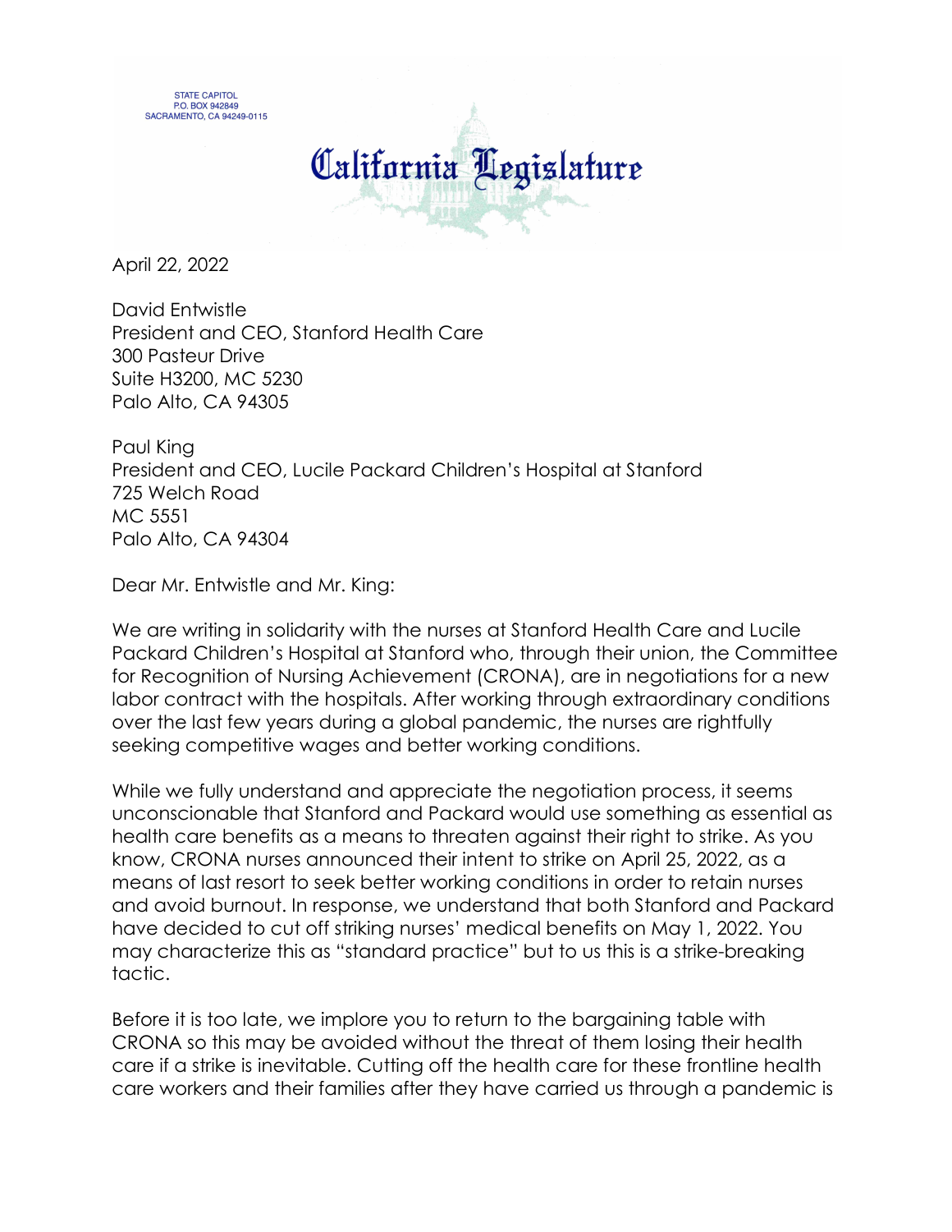STATE CAPITOL
P.O. BOX 942849
SACRAMENTO, CA 94249-0115

# California Legislature

April 22, 2022

David Entwistle
President and CEO, Stanford Health Care
300 Pasteur Drive
Suite H3200, MC 5230
Palo Alto, CA 94305

Paul King
President and CEO, Lucile Packard Children's Hospital at Stanford
725 Welch Road
MC 5551
Palo Alto, CA 94304

Dear Mr. Entwistle and Mr. King:

We are writing in solidarity with the nurses at Stanford Health Care and Lucile Packard Children's Hospital at Stanford who, through their union, the Committee for Recognition of Nursing Achievement (CRONA), are in negotiations for a new labor contract with the hospitals. After working through extraordinary conditions over the last few years during a global pandemic, the nurses are rightfully seeking competitive wages and better working conditions.

While we fully understand and appreciate the negotiation process, it seems unconscionable that Stanford and Packard would use something as essential as health care benefits as a means to threaten against their right to strike. As you know, CRONA nurses announced their intent to strike on April 25, 2022, as a means of last resort to seek better working conditions in order to retain nurses and avoid burnout. In response, we understand that both Stanford and Packard have decided to cut off striking nurses' medical benefits on May 1, 2022. You may characterize this as "standard practice" but to us this is a strike-breaking tactic.

Before it is too late, we implore you to return to the bargaining table with CRONA so this may be avoided without the threat of them losing their health care if a strike is inevitable. Cutting off the health care for these frontline health care workers and their families after they have carried us through a pandemic is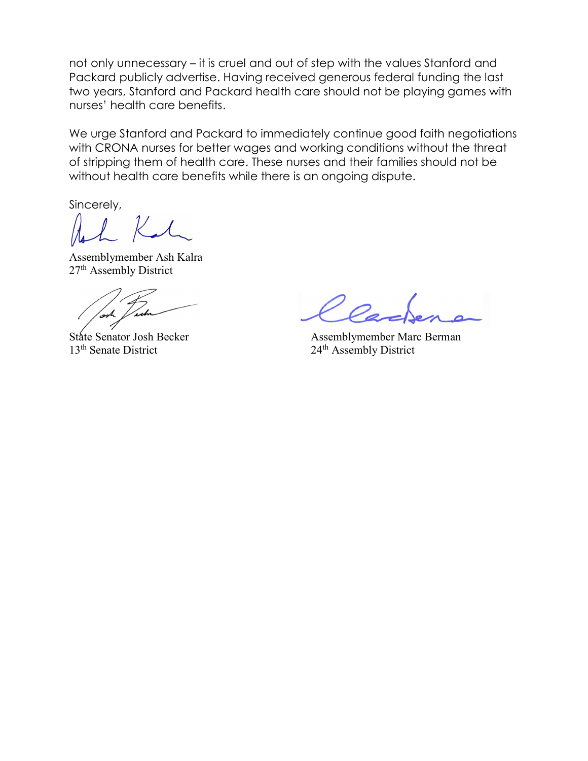not only unnecessary – it is cruel and out of step with the values Stanford and Packard publicly advertise. Having received generous federal funding the last two years, Stanford and Packard health care should not be playing games with nurses' health care benefits.

We urge Stanford and Packard to immediately continue good faith negotiations with CRONA nurses for better wages and working conditions without the threat of stripping them of health care. These nurses and their families should not be without health care benefits while there is an ongoing dispute.

Sincerely,

Assemblymember Ash Kalra
27th Assembly District

State Senator Josh Becker
13th Senate District

Assemblymember Marc Berman
24th Assembly District